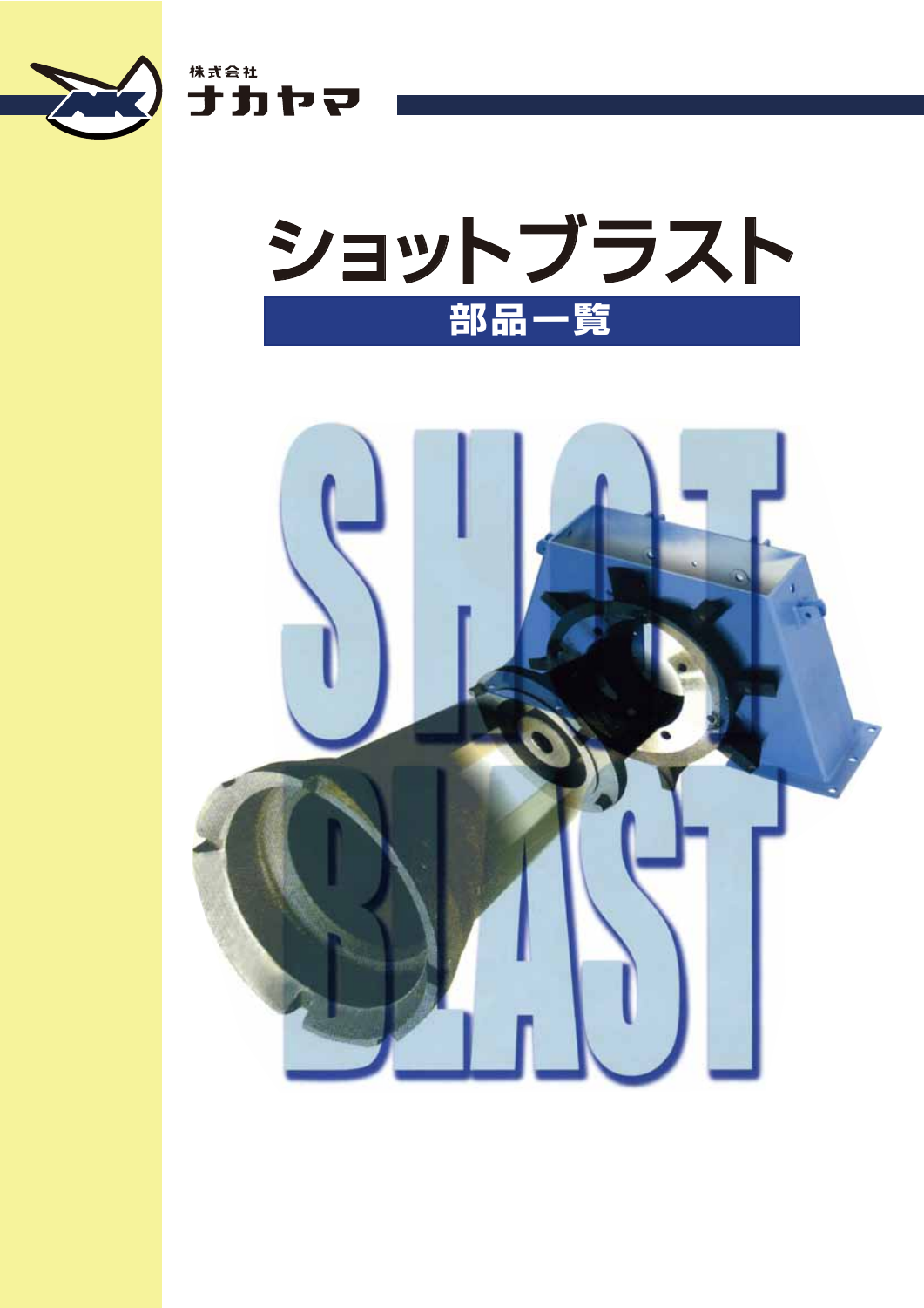株式会社
ナカヤマ

# ショットブラスト

## 部品一覧

SHOT
BLAST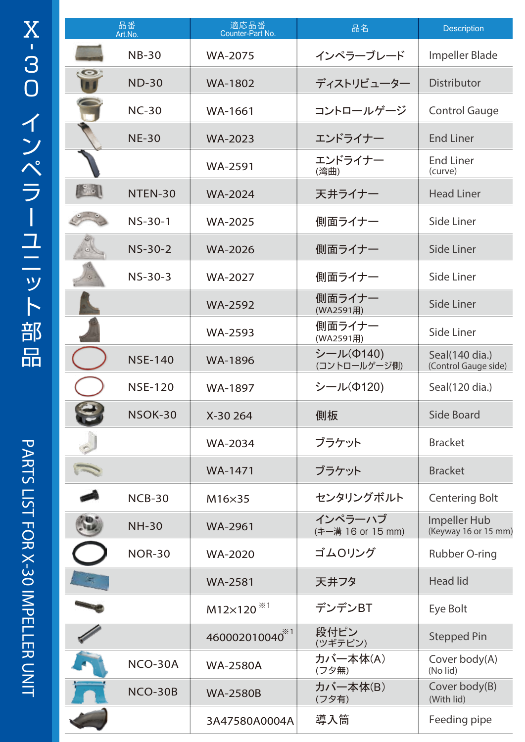# X-30 インペラーユニット部品

## PARTS LIST FOR X-30 IMPELLER UNIT

| 品番 Art.No. | 適応品番 Counter-Part No. | 品名 | Description |
|---|---|---|---|
| NB-30 | WA-2075 | インペラーブレード | Impeller Blade |
| ND-30 | WA-1802 | ディストリビューター | Distributor |
| NC-30 | WA-1661 | コントロールゲージ | Control Gauge |
| NE-30 | WA-2023 | エンドライナー | End Liner |
| | WA-2591 | エンドライナー (湾曲) | End Liner (curve) |
| NTEN-30 | WA-2024 | 天井ライナー | Head Liner |
| NS-30-1 | WA-2025 | 側面ライナー | Side Liner |
| NS-30-2 | WA-2026 | 側面ライナー | Side Liner |
| NS-30-3 | WA-2027 | 側面ライナー | Side Liner |
| | WA-2592 | 側面ライナー (WA2591用) | Side Liner |
| | WA-2593 | 側面ライナー (WA2591用) | Side Liner |
| NSE-140 | WA-1896 | シール(Φ140) (コントロールゲージ側) | Seal(140 dia.) (Control Gauge side) |
| NSE-120 | WA-1897 | シール(Φ120) | Seal(120 dia.) |
| NSOK-30 | X-30 264 | 側板 | Side Board |
| | WA-2034 | ブラケット | Bracket |
| | WA-1471 | ブラケット | Bracket |
| NCB-30 | M16×35 | センタリングボルト | Centering Bolt |
| NH-30 | WA-2961 | インペラーハブ (キー溝 16 or 15 mm) | Impeller Hub (Keyway 16 or 15 mm) |
| NOR-30 | WA-2020 | ゴムOリング | Rubber O-ring |
| | WA-2581 | 天井フタ | Head lid |
| | M12×120 ※1 | デンデンBT | Eye Bolt |
| | 460002010040 ※1 | 段付ピン (ツギテピン) | Stepped Pin |
| NCO-30A | WA-2580A | カバー本体(A) (フタ無) | Cover body(A) (No lid) |
| NCO-30B | WA-2580B | カバー本体(B) (フタ有) | Cover body(B) (With lid) |
| | 3A47580A0004A | 導入筒 | Feeding pipe |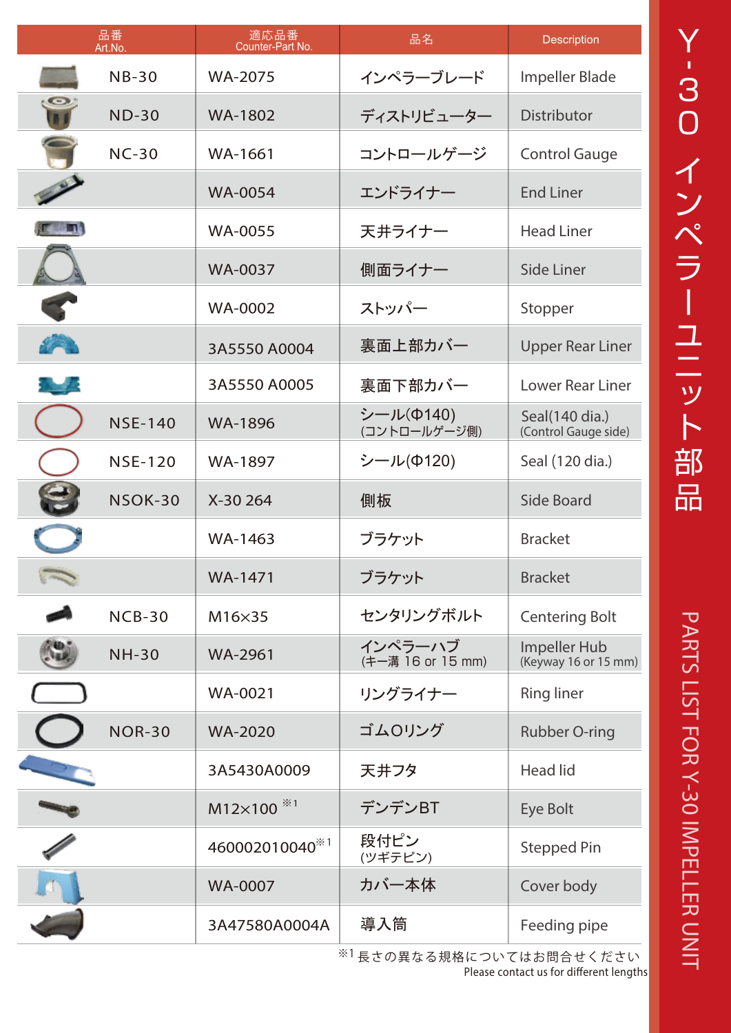# Y-30 インペラーユニット部品

## PARTS LIST FOR Y-30 IMPELLER UNIT

| 品番 Art.No. | 適応品番 Counter-Part No. | 品名 | Description |
|---|---|---|---|
| NB-30 | WA-2075 | インペラーブレード | Impeller Blade |
| ND-30 | WA-1802 | ディストリビューター | Distributor |
| NC-30 | WA-1661 | コントロールゲージ | Control Gauge |
| | WA-0054 | エンドライナー | End Liner |
| | WA-0055 | 天井ライナー | Head Liner |
| | WA-0037 | 側面ライナー | Side Liner |
| | WA-0002 | ストッパー | Stopper |
| | 3A5550 A0004 | 裏面上部カバー | Upper Rear Liner |
| | 3A5550 A0005 | 裏面下部カバー | Lower Rear Liner |
| NSE-140 | WA-1896 | シール(Φ140) (コントロールゲージ側) | Seal(140 dia.) (Control Gauge side) |
| NSE-120 | WA-1897 | シール(Φ120) | Seal (120 dia.) |
| NSOK-30 | X-30 264 | 側板 | Side Board |
| | WA-1463 | ブラケット | Bracket |
| | WA-1471 | ブラケット | Bracket |
| NCB-30 | M16×35 | センタリングボルト | Centering Bolt |
| NH-30 | WA-2961 | インペラーハブ (キー溝 16 or 15 mm) | Impeller Hub (Keyway 16 or 15 mm) |
| | WA-0021 | リングライナー | Ring liner |
| NOR-30 | WA-2020 | ゴムOリング | Rubber O-ring |
| | 3A5430A0009 | 天井フタ | Head lid |
| | M12×100 ※1 | デンデンBT | Eye Bolt |
| | 460002010040※1 | 段付ピン (ツギテピン) | Stepped Pin |
| | WA-0007 | カバー本体 | Cover body |
| | 3A47580A0004A | 導入筒 | Feeding pipe |

※1 長さの異なる規格についてはお問合せください
Please contact us for different lengths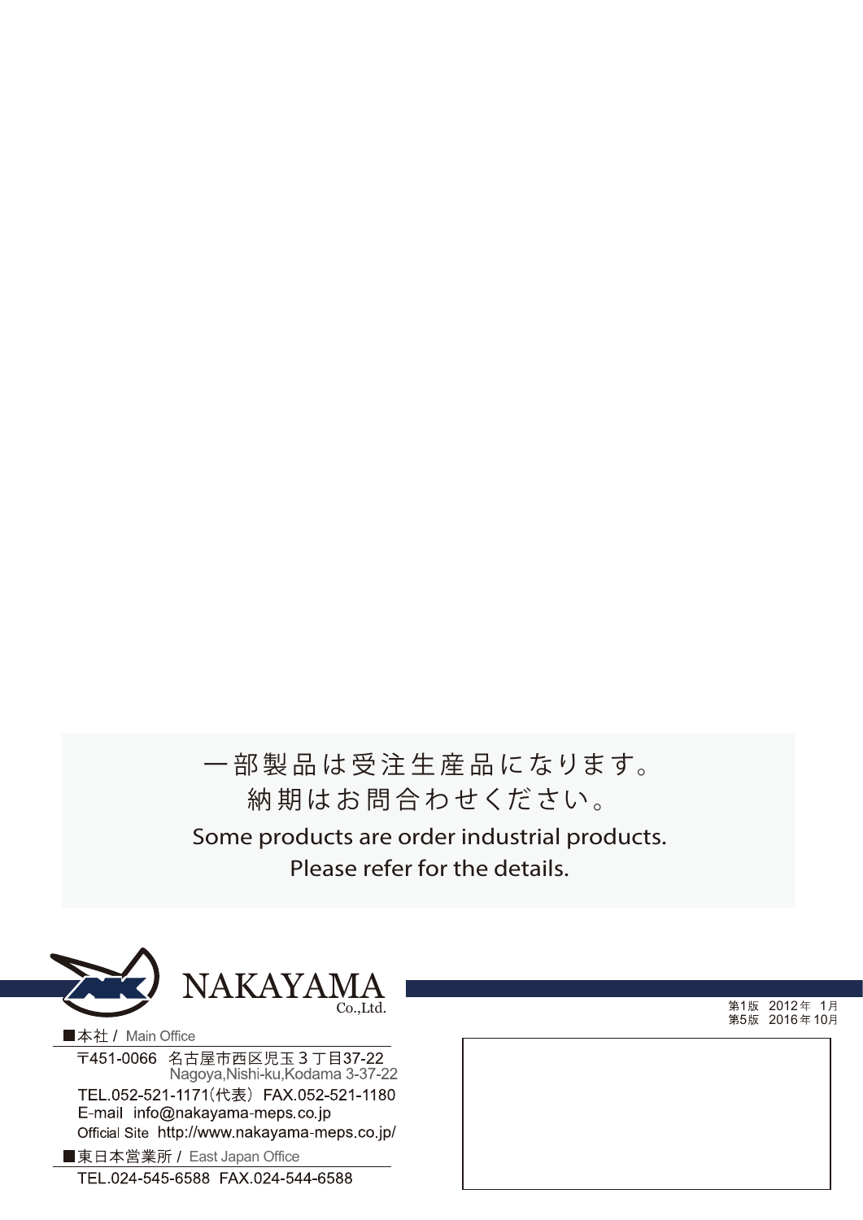一部製品は受注生産品になります。
納期はお問合わせください。

Some products are order industrial products.
Please refer for the details.

NAKAYAMA
Co.,Ltd.

■本社 / Main Office

〒451-0066 名古屋市西区児玉３丁目37-22
Nagoya,Nishi-ku,Kodama 3-37-22

TEL.052-521-1171(代表) FAX.052-521-1180
E-mail info@nakayama-meps.co.jp
Official Site http://www.nakayama-meps.co.jp/

■東日本営業所 / East Japan Office

TEL.024-545-6588 FAX.024-544-6588

第1版 2012年 1月
第5版 2016年10月